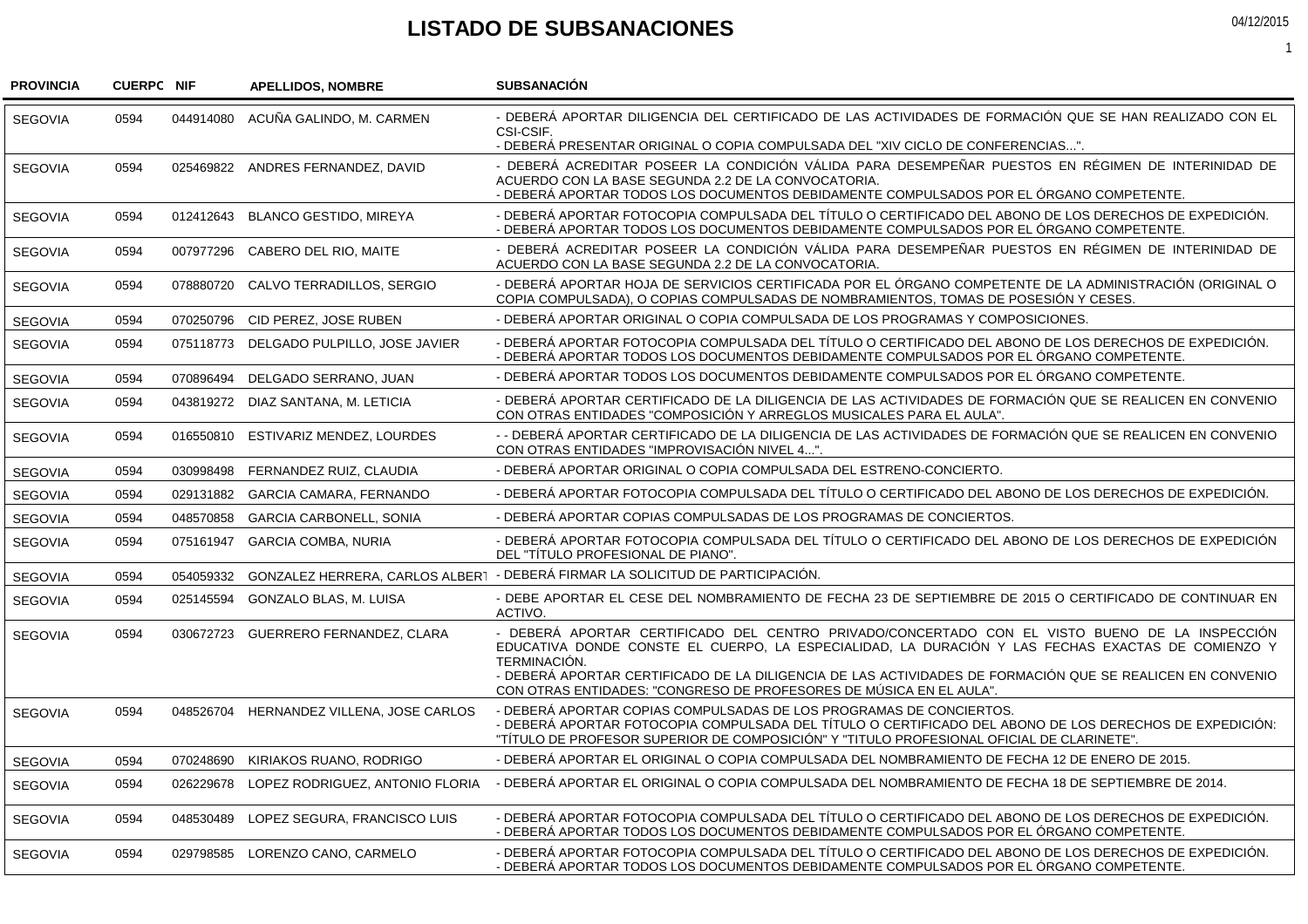# LISTADO DE SUBSANACIONES

04/12/2015

| PROVINCIA | CUERPO | NIF | APELLIDOS, NOMBRE | SUBSANACIÓN |
|---|---|---|---|---|
| SEGOVIA | 0594 | 044914080 | ACUÑA GALINDO, M. CARMEN | - DEBERÁ APORTAR DILIGENCIA DEL CERTIFICADO DE LAS ACTIVIDADES DE FORMACIÓN QUE SE HAN REALIZADO CON EL CSI-CSIF.<br>- DEBERÁ PRESENTAR ORIGINAL O COPIA COMPULSADA DEL "XIV CICLO DE CONFERENCIAS...". |
| SEGOVIA | 0594 | 025469822 | ANDRES FERNANDEZ, DAVID | - DEBERÁ ACREDITAR POSEER LA CONDICIÓN VÁLIDA PARA DESEMPEÑAR PUESTOS EN RÉGIMEN DE INTERINIDAD DE ACUERDO CON LA BASE SEGUNDA 2.2 DE LA CONVOCATORIA.<br>- DEBERÁ APORTAR TODOS LOS DOCUMENTOS DEBIDAMENTE COMPULSADOS POR EL ÓRGANO COMPETENTE. |
| SEGOVIA | 0594 | 012412643 | BLANCO GESTIDO, MIREYA | - DEBERÁ APORTAR FOTOCOPIA COMPULSADA DEL TÍTULO O CERTIFICADO DEL ABONO DE LOS DERECHOS DE EXPEDICIÓN.<br>- DEBERÁ APORTAR TODOS LOS DOCUMENTOS DEBIDAMENTE COMPULSADOS POR EL ÓRGANO COMPETENTE. |
| SEGOVIA | 0594 | 007977296 | CABERO DEL RIO, MAITE | - DEBERÁ ACREDITAR POSEER LA CONDICIÓN VÁLIDA PARA DESEMPEÑAR PUESTOS EN RÉGIMEN DE INTERINIDAD DE ACUERDO CON LA BASE SEGUNDA 2.2 DE LA CONVOCATORIA. |
| SEGOVIA | 0594 | 078880720 | CALVO TERRADILLOS, SERGIO | - DEBERÁ APORTAR HOJA DE SERVICIOS CERTIFICADA POR EL ÓRGANO COMPETENTE DE LA ADMINISTRACIÓN (ORIGINAL O COPIA COMPULSADA), O COPIAS COMPULSADAS DE NOMBRAMIENTOS, TOMAS DE POSESIÓN Y CESES. |
| SEGOVIA | 0594 | 070250796 | CID PEREZ, JOSE RUBEN | - DEBERÁ APORTAR ORIGINAL O COPIA COMPULSADA DE LOS PROGRAMAS Y COMPOSICIONES. |
| SEGOVIA | 0594 | 075118773 | DELGADO PULPILLO, JOSE JAVIER | - DEBERÁ APORTAR FOTOCOPIA COMPULSADA DEL TÍTULO O CERTIFICADO DEL ABONO DE LOS DERECHOS DE EXPEDICIÓN.<br>- DEBERÁ APORTAR TODOS LOS DOCUMENTOS DEBIDAMENTE COMPULSADOS POR EL ÓRGANO COMPETENTE. |
| SEGOVIA | 0594 | 070896494 | DELGADO SERRANO, JUAN | - DEBERÁ APORTAR TODOS LOS DOCUMENTOS DEBIDAMENTE COMPULSADOS POR EL ÓRGANO COMPETENTE. |
| SEGOVIA | 0594 | 043819272 | DIAZ SANTANA, M. LETICIA | - DEBERÁ APORTAR CERTIFICADO DE LA DILIGENCIA DE LAS ACTIVIDADES DE FORMACIÓN QUE SE REALICEN EN CONVENIO CON OTRAS ENTIDADES "COMPOSICIÓN Y ARREGLOS MUSICALES PARA EL AULA". |
| SEGOVIA | 0594 | 016550810 | ESTIVARIZ MENDEZ, LOURDES | - - DEBERÁ APORTAR CERTIFICADO DE LA DILIGENCIA DE LAS ACTIVIDADES DE FORMACIÓN QUE SE REALICEN EN CONVENIO CON OTRAS ENTIDADES "IMPROVISACIÓN NIVEL 4...". |
| SEGOVIA | 0594 | 030998498 | FERNANDEZ RUIZ, CLAUDIA | - DEBERÁ APORTAR ORIGINAL O COPIA COMPULSADA DEL ESTRENO-CONCIERTO. |
| SEGOVIA | 0594 | 029131882 | GARCIA CAMARA, FERNANDO | - DEBERÁ APORTAR FOTOCOPIA COMPULSADA DEL TÍTULO O CERTIFICADO DEL ABONO DE LOS DERECHOS DE EXPEDICIÓN. |
| SEGOVIA | 0594 | 048570858 | GARCIA CARBONELL, SONIA | - DEBERÁ APORTAR COPIAS COMPULSADAS DE LOS PROGRAMAS DE CONCIERTOS. |
| SEGOVIA | 0594 | 075161947 | GARCIA COMBA, NURIA | - DEBERÁ APORTAR FOTOCOPIA COMPULSADA DEL TÍTULO O CERTIFICADO DEL ABONO DE LOS DERECHOS DE EXPEDICIÓN DEL "TÍTULO PROFESIONAL DE PIANO". |
| SEGOVIA | 0594 | 054059332 | GONZALEZ HERRERA, CARLOS ALBERT | - DEBERÁ FIRMAR LA SOLICITUD DE PARTICIPACIÓN. |
| SEGOVIA | 0594 | 025145594 | GONZALO BLAS, M. LUISA | - DEBE APORTAR EL CESE DEL NOMBRAMIENTO DE FECHA 23 DE SEPTIEMBRE DE 2015 O CERTIFICADO DE CONTINUAR EN ACTIVO. |
| SEGOVIA | 0594 | 030672723 | GUERRERO FERNANDEZ, CLARA | - DEBERÁ APORTAR CERTIFICADO DEL CENTRO PRIVADO/CONCERTADO CON EL VISTO BUENO DE LA INSPECCIÓN EDUCATIVA DONDE CONSTE EL CUERPO, LA ESPECIALIDAD, LA DURACIÓN Y LAS FECHAS EXACTAS DE COMIENZO Y TERMINACIÓN.<br>- DEBERÁ APORTAR CERTIFICADO DE LA DILIGENCIA DE LAS ACTIVIDADES DE FORMACIÓN QUE SE REALICEN EN CONVENIO CON OTRAS ENTIDADES: "CONGRESO DE PROFESORES DE MÚSICA EN EL AULA". |
| SEGOVIA | 0594 | 048526704 | HERNANDEZ VILLENA, JOSE CARLOS | - DEBERÁ APORTAR COPIAS COMPULSADAS DE LOS PROGRAMAS DE CONCIERTOS.<br>- DEBERÁ APORTAR FOTOCOPIA COMPULSADA DEL TÍTULO O CERTIFICADO DEL ABONO DE LOS DERECHOS DE EXPEDICIÓN: "TÍTULO DE PROFESOR SUPERIOR DE COMPOSICIÓN" Y "TITULO PROFESIONAL OFICIAL DE CLARINETE". |
| SEGOVIA | 0594 | 070248690 | KIRIAKOS RUANO, RODRIGO | - DEBERÁ APORTAR EL ORIGINAL O COPIA COMPULSADA DEL NOMBRAMIENTO DE FECHA 12 DE ENERO DE 2015. |
| SEGOVIA | 0594 | 026229678 | LOPEZ RODRIGUEZ, ANTONIO FLORIA | - DEBERÁ APORTAR EL ORIGINAL O COPIA COMPULSADA DEL NOMBRAMIENTO DE FECHA 18 DE SEPTIEMBRE DE 2014. |
| SEGOVIA | 0594 | 048530489 | LOPEZ SEGURA, FRANCISCO LUIS | - DEBERÁ APORTAR FOTOCOPIA COMPULSADA DEL TÍTULO O CERTIFICADO DEL ABONO DE LOS DERECHOS DE EXPEDICIÓN.<br>- DEBERÁ APORTAR TODOS LOS DOCUMENTOS DEBIDAMENTE COMPULSADOS POR EL ÓRGANO COMPETENTE. |
| SEGOVIA | 0594 | 029798585 | LORENZO CANO, CARMELO | - DEBERÁ APORTAR FOTOCOPIA COMPULSADA DEL TÍTULO O CERTIFICADO DEL ABONO DE LOS DERECHOS DE EXPEDICIÓN.<br>- DEBERÁ APORTAR TODOS LOS DOCUMENTOS DEBIDAMENTE COMPULSADOS POR EL ÓRGANO COMPETENTE. |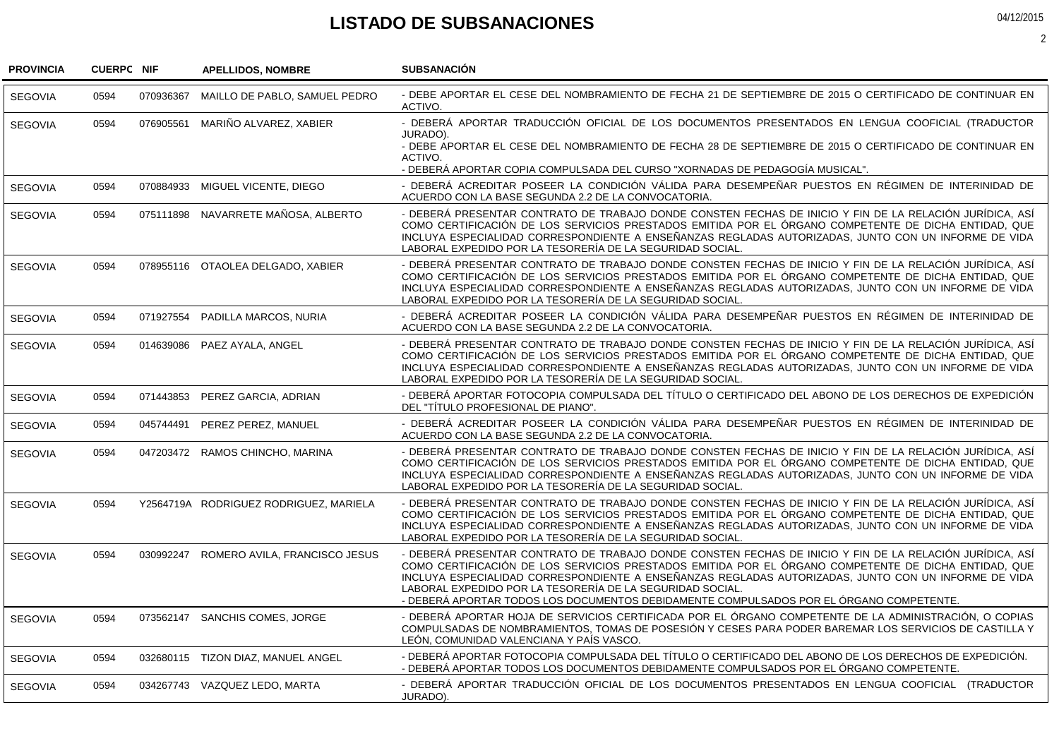# LISTADO DE SUBSANACIONES

| PROVINCIA | CUERPO | NIF | APELLIDOS, NOMBRE | SUBSANACIÓN |
|---|---|---|---|---|
| SEGOVIA | 0594 | 070936367 | MAILLO DE PABLO, SAMUEL PEDRO | - DEBE APORTAR EL CESE DEL NOMBRAMIENTO DE FECHA 21 DE SEPTIEMBRE DE 2015 O CERTIFICADO DE CONTINUAR EN ACTIVO. |
| SEGOVIA | 0594 | 076905561 | MARIÑO ALVAREZ, XABIER | - DEBERÁ APORTAR TRADUCCIÓN OFICIAL DE LOS DOCUMENTOS PRESENTADOS EN LENGUA COOFICIAL (TRADUCTOR JURADO).<br>- DEBE APORTAR EL CESE DEL NOMBRAMIENTO DE FECHA 28 DE SEPTIEMBRE DE 2015 O CERTIFICADO DE CONTINUAR EN ACTIVO.<br>- DEBERÁ APORTAR COPIA COMPULSADA DEL CURSO "XORNADAS DE PEDAGOGÍA MUSICAL". |
| SEGOVIA | 0594 | 070884933 | MIGUEL VICENTE, DIEGO | - DEBERÁ ACREDITAR POSEER LA CONDICIÓN VÁLIDA PARA DESEMPEÑAR PUESTOS EN RÉGIMEN DE INTERINIDAD DE ACUERDO CON LA BASE SEGUNDA 2.2 DE LA CONVOCATORIA. |
| SEGOVIA | 0594 | 075111898 | NAVARRETE MAÑOSA, ALBERTO | - DEBERÁ PRESENTAR CONTRATO DE TRABAJO DONDE CONSTEN FECHAS DE INICIO Y FIN DE LA RELACIÓN JURÍDICA, ASÍ COMO CERTIFICACIÓN DE LOS SERVICIOS PRESTADOS EMITIDA POR EL ÓRGANO COMPETENTE DE DICHA ENTIDAD, QUE INCLUYA ESPECIALIDAD CORRESPONDIENTE A ENSEÑANZAS REGLADAS AUTORIZADAS, JUNTO CON UN INFORME DE VIDA LABORAL EXPEDIDO POR LA TESORERÍA DE LA SEGURIDAD SOCIAL. |
| SEGOVIA | 0594 | 078955116 | OTAOLEA DELGADO, XABIER | - DEBERÁ PRESENTAR CONTRATO DE TRABAJO DONDE CONSTEN FECHAS DE INICIO Y FIN DE LA RELACIÓN JURÍDICA, ASÍ COMO CERTIFICACIÓN DE LOS SERVICIOS PRESTADOS EMITIDA POR EL ÓRGANO COMPETENTE DE DICHA ENTIDAD, QUE INCLUYA ESPECIALIDAD CORRESPONDIENTE A ENSEÑANZAS REGLADAS AUTORIZADAS, JUNTO CON UN INFORME DE VIDA LABORAL EXPEDIDO POR LA TESORERÍA DE LA SEGURIDAD SOCIAL. |
| SEGOVIA | 0594 | 071927554 | PADILLA MARCOS, NURIA | - DEBERÁ ACREDITAR POSEER LA CONDICIÓN VÁLIDA PARA DESEMPEÑAR PUESTOS EN RÉGIMEN DE INTERINIDAD DE ACUERDO CON LA BASE SEGUNDA 2.2 DE LA CONVOCATORIA. |
| SEGOVIA | 0594 | 014639086 | PAEZ AYALA, ANGEL | - DEBERÁ PRESENTAR CONTRATO DE TRABAJO DONDE CONSTEN FECHAS DE INICIO Y FIN DE LA RELACIÓN JURÍDICA, ASÍ COMO CERTIFICACIÓN DE LOS SERVICIOS PRESTADOS EMITIDA POR EL ÓRGANO COMPETENTE DE DICHA ENTIDAD, QUE INCLUYA ESPECIALIDAD CORRESPONDIENTE A ENSEÑANZAS REGLADAS AUTORIZADAS, JUNTO CON UN INFORME DE VIDA LABORAL EXPEDIDO POR LA TESORERÍA DE LA SEGURIDAD SOCIAL. |
| SEGOVIA | 0594 | 071443853 | PEREZ GARCIA, ADRIAN | - DEBERÁ APORTAR FOTOCOPIA COMPULSADA DEL TÍTULO O CERTIFICADO DEL ABONO DE LOS DERECHOS DE EXPEDICIÓN DEL "TÍTULO PROFESIONAL DE PIANO". |
| SEGOVIA | 0594 | 045744491 | PEREZ PEREZ, MANUEL | - DEBERÁ ACREDITAR POSEER LA CONDICIÓN VÁLIDA PARA DESEMPEÑAR PUESTOS EN RÉGIMEN DE INTERINIDAD DE ACUERDO CON LA BASE SEGUNDA 2.2 DE LA CONVOCATORIA. |
| SEGOVIA | 0594 | 047203472 | RAMOS CHINCHO, MARINA | - DEBERÁ PRESENTAR CONTRATO DE TRABAJO DONDE CONSTEN FECHAS DE INICIO Y FIN DE LA RELACIÓN JURÍDICA, ASÍ COMO CERTIFICACIÓN DE LOS SERVICIOS PRESTADOS EMITIDA POR EL ÓRGANO COMPETENTE DE DICHA ENTIDAD, QUE INCLUYA ESPECIALIDAD CORRESPONDIENTE A ENSEÑANZAS REGLADAS AUTORIZADAS, JUNTO CON UN INFORME DE VIDA LABORAL EXPEDIDO POR LA TESORERÍA DE LA SEGURIDAD SOCIAL. |
| SEGOVIA | 0594 | Y2564719A | RODRIGUEZ RODRIGUEZ, MARIELA | - DEBERÁ PRESENTAR CONTRATO DE TRABAJO DONDE CONSTEN FECHAS DE INICIO Y FIN DE LA RELACIÓN JURÍDICA, ASÍ COMO CERTIFICACIÓN DE LOS SERVICIOS PRESTADOS EMITIDA POR EL ÓRGANO COMPETENTE DE DICHA ENTIDAD, QUE INCLUYA ESPECIALIDAD CORRESPONDIENTE A ENSEÑANZAS REGLADAS AUTORIZADAS, JUNTO CON UN INFORME DE VIDA LABORAL EXPEDIDO POR LA TESORERÍA DE LA SEGURIDAD SOCIAL. |
| SEGOVIA | 0594 | 030992247 | ROMERO AVILA, FRANCISCO JESUS | - DEBERÁ PRESENTAR CONTRATO DE TRABAJO DONDE CONSTEN FECHAS DE INICIO Y FIN DE LA RELACIÓN JURÍDICA, ASÍ COMO CERTIFICACIÓN DE LOS SERVICIOS PRESTADOS EMITIDA POR EL ÓRGANO COMPETENTE DE DICHA ENTIDAD, QUE INCLUYA ESPECIALIDAD CORRESPONDIENTE A ENSEÑANZAS REGLADAS AUTORIZADAS, JUNTO CON UN INFORME DE VIDA LABORAL EXPEDIDO POR LA TESORERÍA DE LA SEGURIDAD SOCIAL.<br>- DEBERÁ APORTAR TODOS LOS DOCUMENTOS DEBIDAMENTE COMPULSADOS POR EL ÓRGANO COMPETENTE. |
| SEGOVIA | 0594 | 073562147 | SANCHIS COMES, JORGE | - DEBERÁ APORTAR HOJA DE SERVICIOS CERTIFICADA POR EL ÓRGANO COMPETENTE DE LA ADMINISTRACIÓN, O COPIAS COMPULSADAS DE NOMBRAMIENTOS, TOMAS DE POSESIÓN Y CESES PARA PODER BAREMAR LOS SERVICIOS DE CASTILLA Y LEÓN, COMUNIDAD VALENCIANA Y PAÍS VASCO. |
| SEGOVIA | 0594 | 032680115 | TIZON DIAZ, MANUEL ANGEL | - DEBERÁ APORTAR FOTOCOPIA COMPULSADA DEL TÍTULO O CERTIFICADO DEL ABONO DE LOS DERECHOS DE EXPEDICIÓN.<br>- DEBERÁ APORTAR TODOS LOS DOCUMENTOS DEBIDAMENTE COMPULSADOS POR EL ÓRGANO COMPETENTE. |
| SEGOVIA | 0594 | 034267743 | VAZQUEZ LEDO, MARTA | - DEBERÁ APORTAR TRADUCCIÓN OFICIAL DE LOS DOCUMENTOS PRESENTADOS EN LENGUA COOFICIAL (TRADUCTOR JURADO). |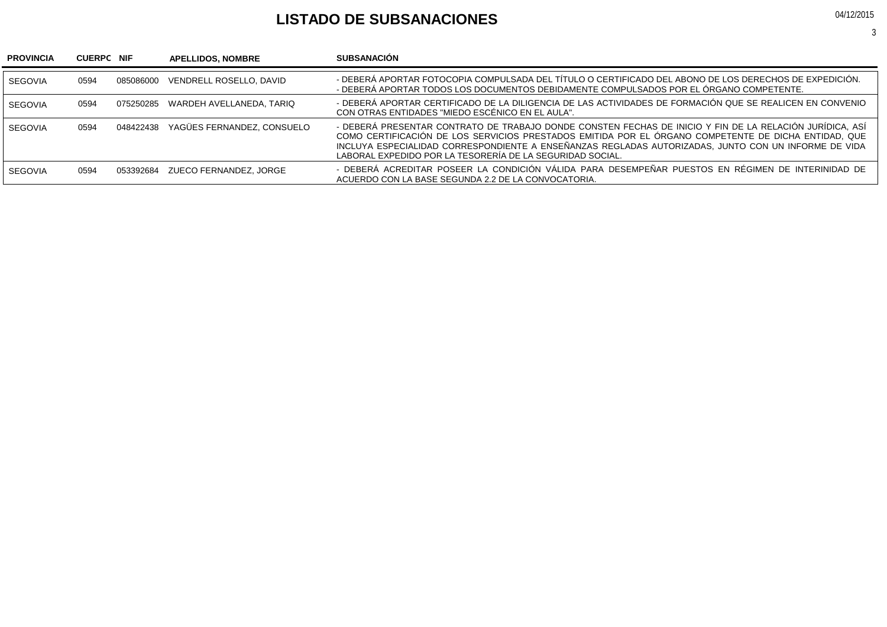# LISTADO DE SUBSANACIONES

| PROVINCIA | CUERPO | NIF | APELLIDOS, NOMBRE | SUBSANACIÓN |
|---|---|---|---|---|
| SEGOVIA | 0594 | 085086000 | VENDRELL ROSELLO, DAVID | - DEBERÁ APORTAR FOTOCOPIA COMPULSADA DEL TÍTULO O CERTIFICADO DEL ABONO DE LOS DERECHOS DE EXPEDICIÓN.<br>- DEBERÁ APORTAR TODOS LOS DOCUMENTOS DEBIDAMENTE COMPULSADOS POR EL ÓRGANO COMPETENTE. |
| SEGOVIA | 0594 | 075250285 | WARDEH AVELLANEDA, TARIQ | - DEBERÁ APORTAR CERTIFICADO DE LA DILIGENCIA DE LAS ACTIVIDADES DE FORMACIÓN QUE SE REALICEN EN CONVENIO CON OTRAS ENTIDADES "MIEDO ESCÉNICO EN EL AULA". |
| SEGOVIA | 0594 | 048422438 | YAGÜES FERNANDEZ, CONSUELO | - DEBERÁ PRESENTAR CONTRATO DE TRABAJO DONDE CONSTEN FECHAS DE INICIO Y FIN DE LA RELACIÓN JURÍDICA, ASÍ COMO CERTIFICACIÓN DE LOS SERVICIOS PRESTADOS EMITIDA POR EL ÓRGANO COMPETENTE DE DICHA ENTIDAD, QUE INCLUYA ESPECIALIDAD CORRESPONDIENTE A ENSEÑANZAS REGLADAS AUTORIZADAS, JUNTO CON UN INFORME DE VIDA LABORAL EXPEDIDO POR LA TESORERÍA DE LA SEGURIDAD SOCIAL. |
| SEGOVIA | 0594 | 053392684 | ZUECO FERNANDEZ, JORGE | - DEBERÁ ACREDITAR POSEER LA CONDICIÓN VÁLIDA PARA DESEMPEÑAR PUESTOS EN RÉGIMEN DE INTERINIDAD DE ACUERDO CON LA BASE SEGUNDA 2.2 DE LA CONVOCATORIA. |